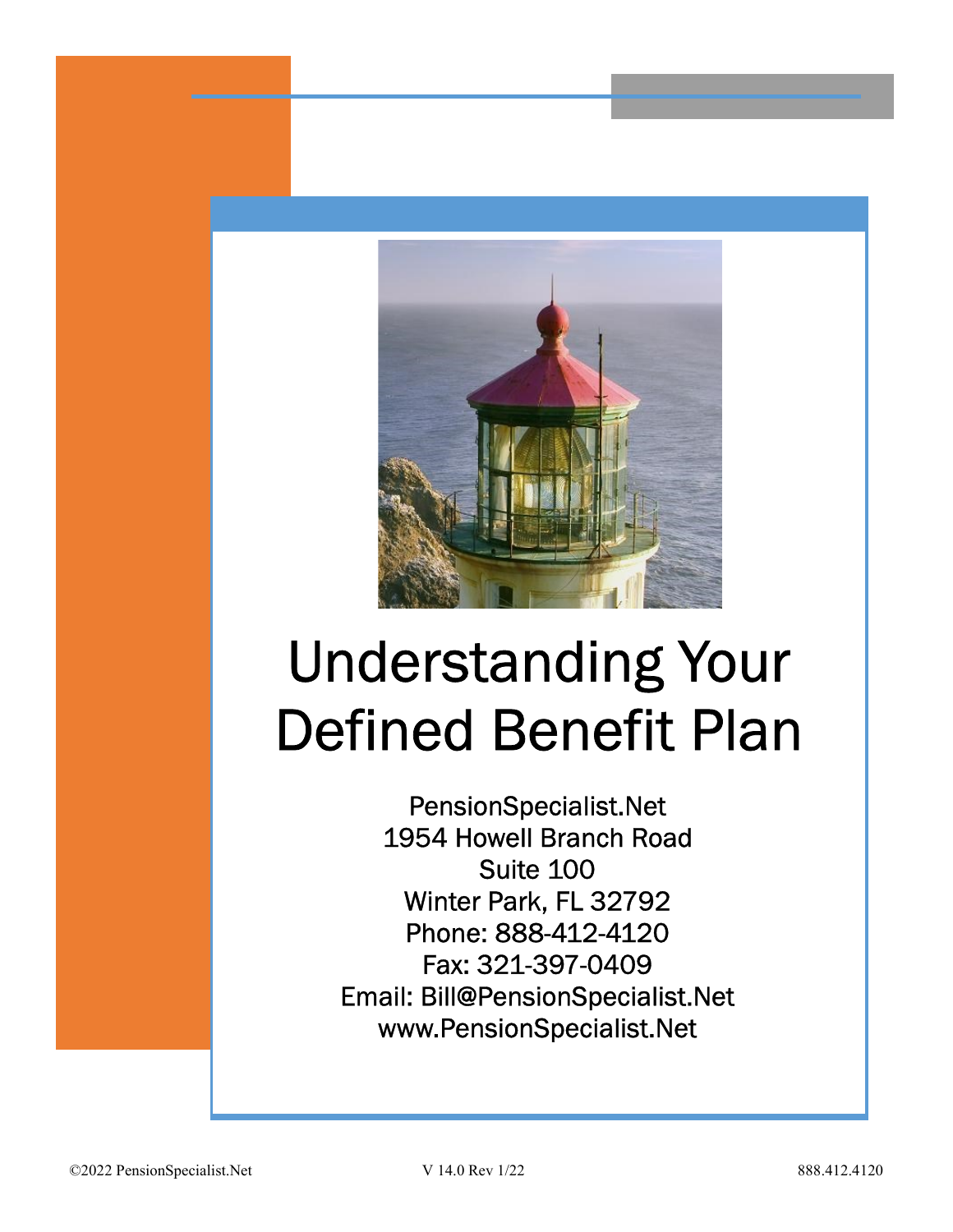# Understanding Your Defined Benefit Plan

PensionSpecialist.Net
1954 Howell Branch Road
Suite 100
Winter Park, FL 32792
Phone: 888-412-4120
Fax: 321-397-0409
Email: Bill@PensionSpecialist.Net
www.PensionSpecialist.Net

©2022 PensionSpecialist.Net V 14.0 Rev 1/22 888.412.4120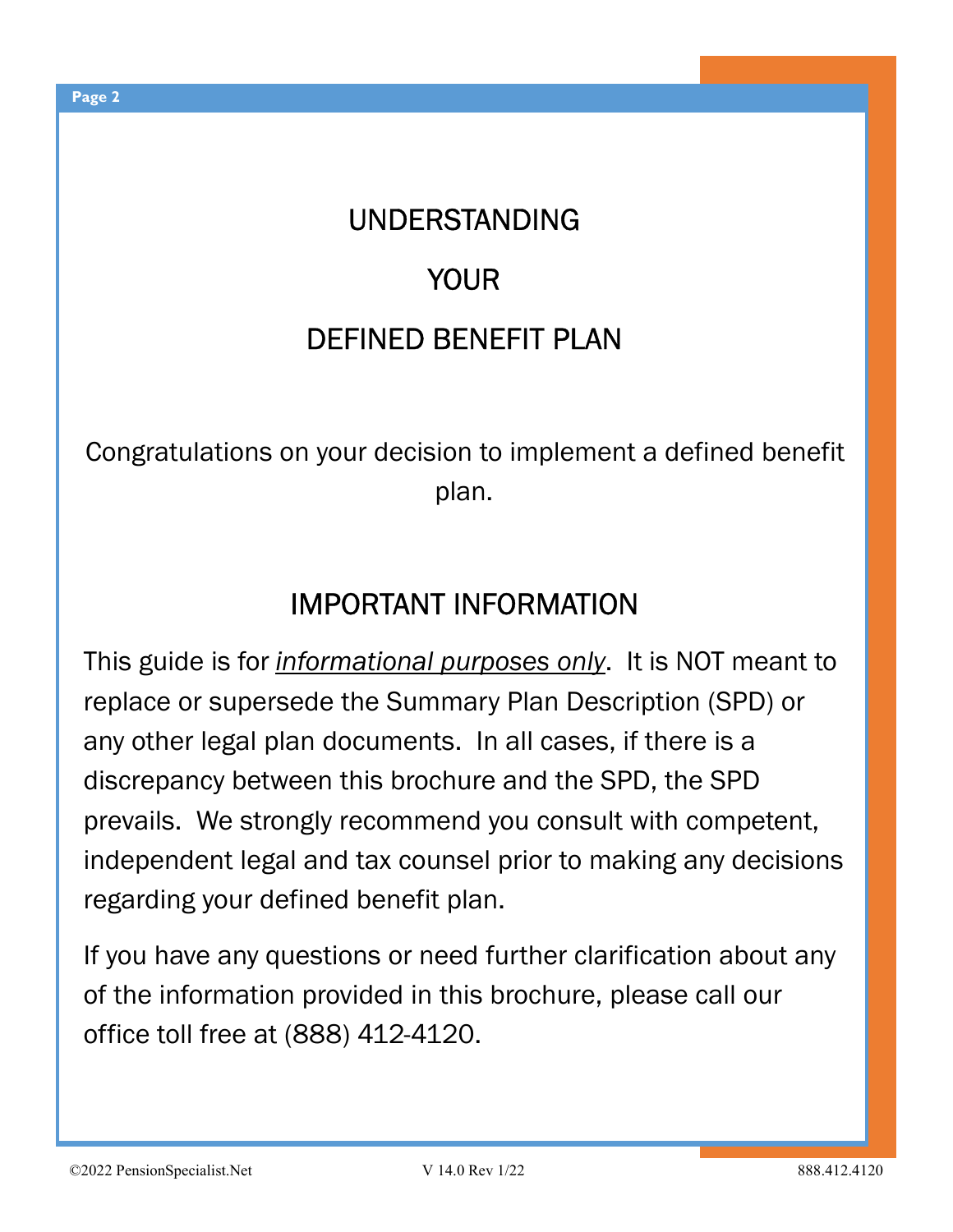# UNDERSTANDING

# YOUR

# DEFINED BENEFIT PLAN

Congratulations on your decision to implement a defined benefit plan.

## IMPORTANT INFORMATION

This guide is for *informational purposes only*. It is NOT meant to replace or supersede the Summary Plan Description (SPD) or any other legal plan documents. In all cases, if there is a discrepancy between this brochure and the SPD, the SPD prevails. We strongly recommend you consult with competent, independent legal and tax counsel prior to making any decisions regarding your defined benefit plan.

If you have any questions or need further clarification about any of the information provided in this brochure, please call our office toll free at (888) 412-4120.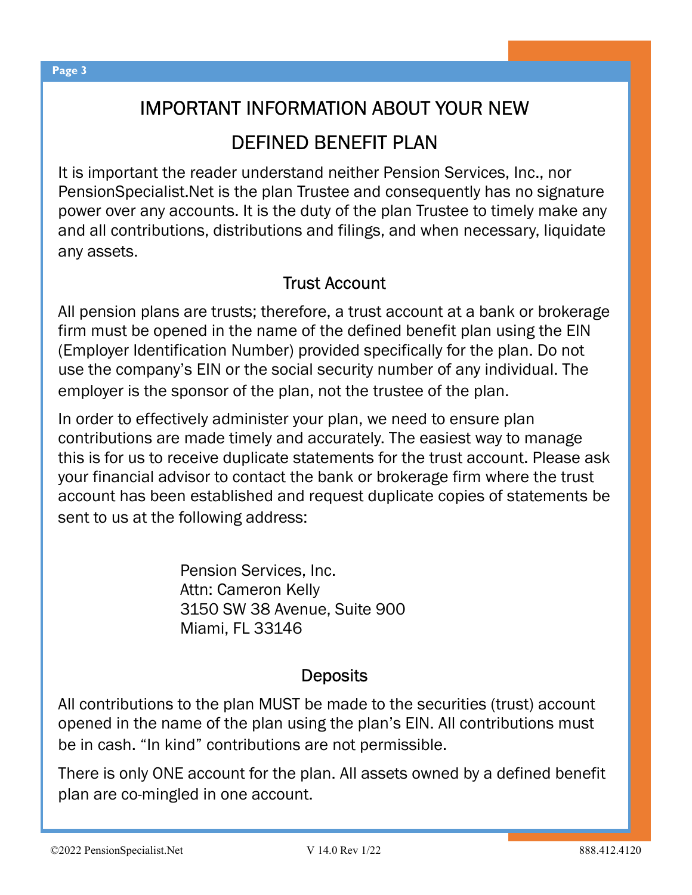# IMPORTANT INFORMATION ABOUT YOUR NEW DEFINED BENEFIT PLAN

It is important the reader understand neither Pension Services, Inc., nor PensionSpecialist.Net is the plan Trustee and consequently has no signature power over any accounts. It is the duty of the plan Trustee to timely make any and all contributions, distributions and filings, and when necessary, liquidate any assets.

## Trust Account

All pension plans are trusts; therefore, a trust account at a bank or brokerage firm must be opened in the name of the defined benefit plan using the EIN (Employer Identification Number) provided specifically for the plan. Do not use the company's EIN or the social security number of any individual. The employer is the sponsor of the plan, not the trustee of the plan.

In order to effectively administer your plan, we need to ensure plan contributions are made timely and accurately. The easiest way to manage this is for us to receive duplicate statements for the trust account. Please ask your financial advisor to contact the bank or brokerage firm where the trust account has been established and request duplicate copies of statements be sent to us at the following address:

Pension Services, Inc.
Attn: Cameron Kelly
3150 SW 38 Avenue, Suite 900
Miami, FL 33146

## Deposits

All contributions to the plan MUST be made to the securities (trust) account opened in the name of the plan using the plan's EIN. All contributions must be in cash. "In kind" contributions are not permissible.

There is only ONE account for the plan. All assets owned by a defined benefit plan are co-mingled in one account.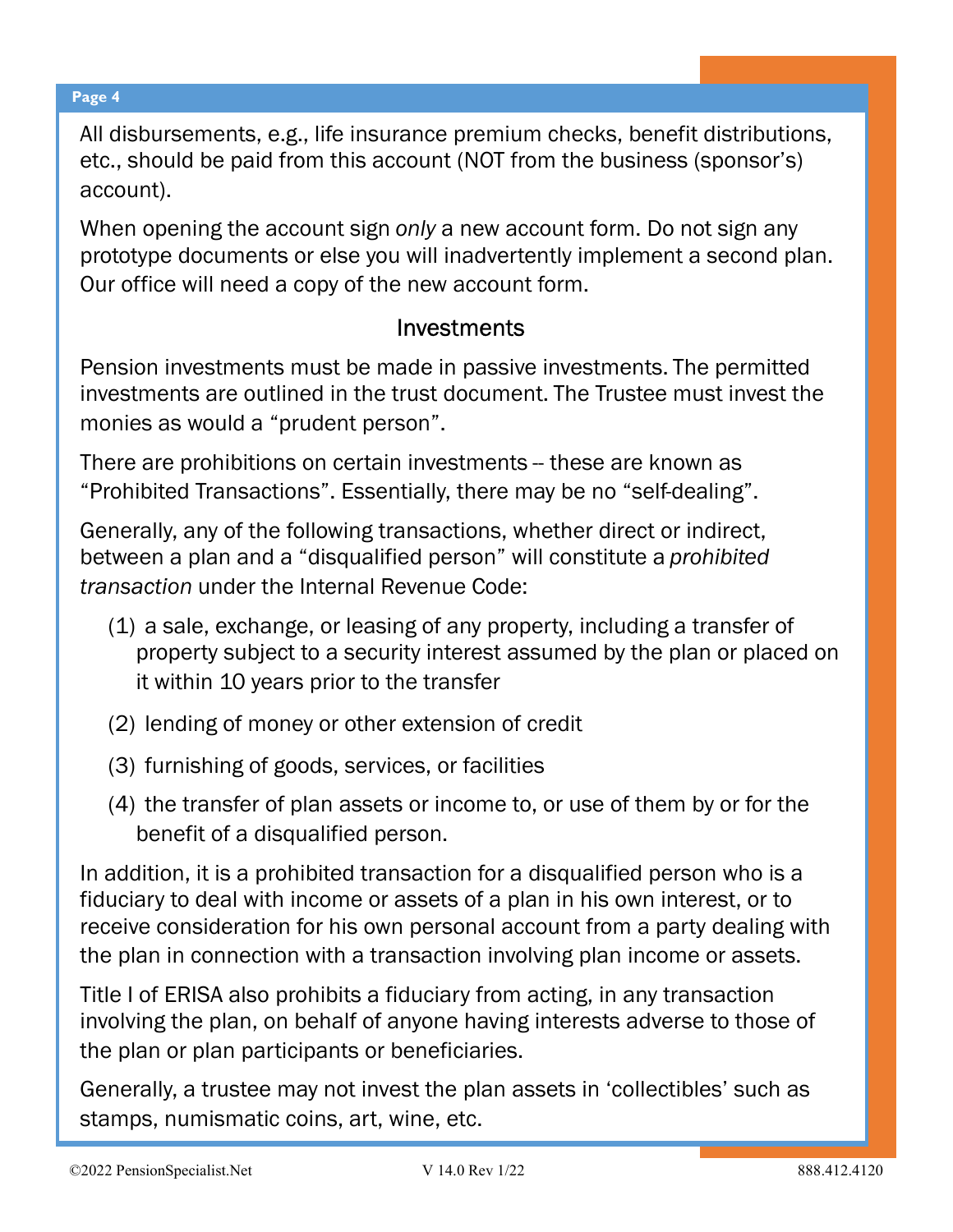All disbursements, e.g., life insurance premium checks, benefit distributions, etc., should be paid from this account (NOT from the business (sponsor's) account).

When opening the account sign *only* a new account form. Do not sign any prototype documents or else you will inadvertently implement a second plan. Our office will need a copy of the new account form.

## Investments

Pension investments must be made in passive investments. The permitted investments are outlined in the trust document. The Trustee must invest the monies as would a "prudent person".

There are prohibitions on certain investments -- these are known as "Prohibited Transactions". Essentially, there may be no "self-dealing".

Generally, any of the following transactions, whether direct or indirect, between a plan and a "disqualified person" will constitute a *prohibited transaction* under the Internal Revenue Code:

(1) a sale, exchange, or leasing of any property, including a transfer of property subject to a security interest assumed by the plan or placed on it within 10 years prior to the transfer

(2) lending of money or other extension of credit

(3) furnishing of goods, services, or facilities

(4) the transfer of plan assets or income to, or use of them by or for the benefit of a disqualified person.

In addition, it is a prohibited transaction for a disqualified person who is a fiduciary to deal with income or assets of a plan in his own interest, or to receive consideration for his own personal account from a party dealing with the plan in connection with a transaction involving plan income or assets.

Title I of ERISA also prohibits a fiduciary from acting, in any transaction involving the plan, on behalf of anyone having interests adverse to those of the plan or plan participants or beneficiaries.

Generally, a trustee may not invest the plan assets in 'collectibles' such as stamps, numismatic coins, art, wine, etc.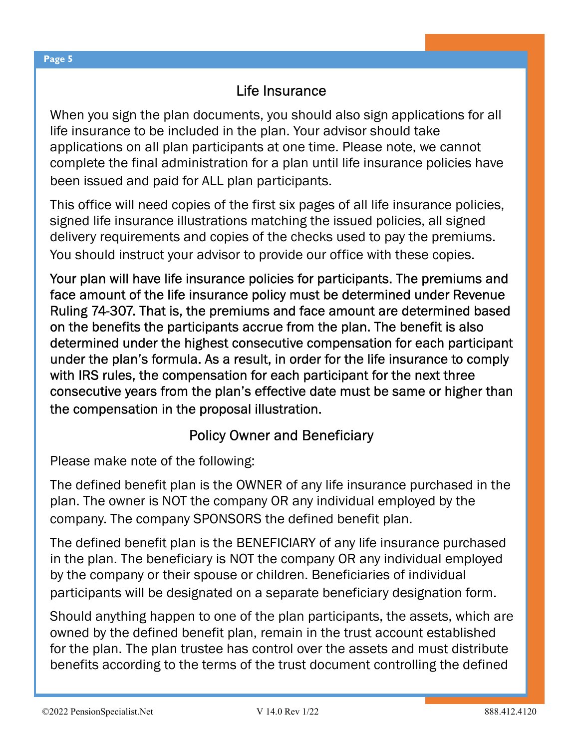## Life Insurance

When you sign the plan documents, you should also sign applications for all life insurance to be included in the plan. Your advisor should take applications on all plan participants at one time. Please note, we cannot complete the final administration for a plan until life insurance policies have been issued and paid for ALL plan participants.

This office will need copies of the first six pages of all life insurance policies, signed life insurance illustrations matching the issued policies, all signed delivery requirements and copies of the checks used to pay the premiums. You should instruct your advisor to provide our office with these copies.

Your plan will have life insurance policies for participants. The premiums and face amount of the life insurance policy must be determined under Revenue Ruling 74-307. That is, the premiums and face amount are determined based on the benefits the participants accrue from the plan. The benefit is also determined under the highest consecutive compensation for each participant under the plan's formula. As a result, in order for the life insurance to comply with IRS rules, the compensation for each participant for the next three consecutive years from the plan's effective date must be same or higher than the compensation in the proposal illustration.

## Policy Owner and Beneficiary

Please make note of the following:

The defined benefit plan is the OWNER of any life insurance purchased in the plan. The owner is NOT the company OR any individual employed by the company. The company SPONSORS the defined benefit plan.

The defined benefit plan is the BENEFICIARY of any life insurance purchased in the plan. The beneficiary is NOT the company OR any individual employed by the company or their spouse or children. Beneficiaries of individual participants will be designated on a separate beneficiary designation form.

Should anything happen to one of the plan participants, the assets, which are owned by the defined benefit plan, remain in the trust account established for the plan. The plan trustee has control over the assets and must distribute benefits according to the terms of the trust document controlling the defined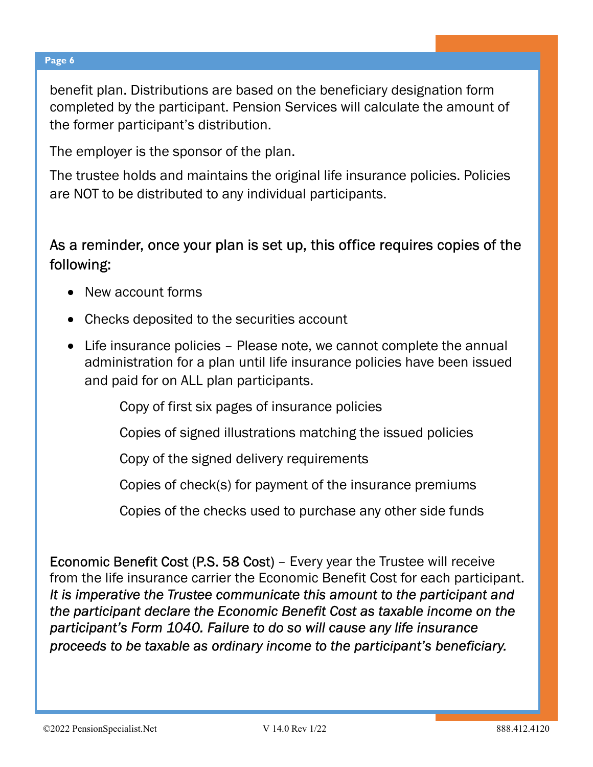benefit plan. Distributions are based on the beneficiary designation form completed by the participant. Pension Services will calculate the amount of the former participant's distribution.

The employer is the sponsor of the plan.

The trustee holds and maintains the original life insurance policies. Policies are NOT to be distributed to any individual participants.

### As a reminder, once your plan is set up, this office requires copies of the following:

- New account forms
- Checks deposited to the securities account
- Life insurance policies – Please note, we cannot complete the annual administration for a plan until life insurance policies have been issued and paid for on ALL plan participants.

  Copy of first six pages of insurance policies

  Copies of signed illustrations matching the issued policies

  Copy of the signed delivery requirements

  Copies of check(s) for payment of the insurance premiums

  Copies of the checks used to purchase any other side funds

Economic Benefit Cost (P.S. 58 Cost) – Every year the Trustee will receive from the life insurance carrier the Economic Benefit Cost for each participant. *It is imperative the Trustee communicate this amount to the participant and the participant declare the Economic Benefit Cost as taxable income on the participant's Form 1040. Failure to do so will cause any life insurance proceeds to be taxable as ordinary income to the participant's beneficiary.*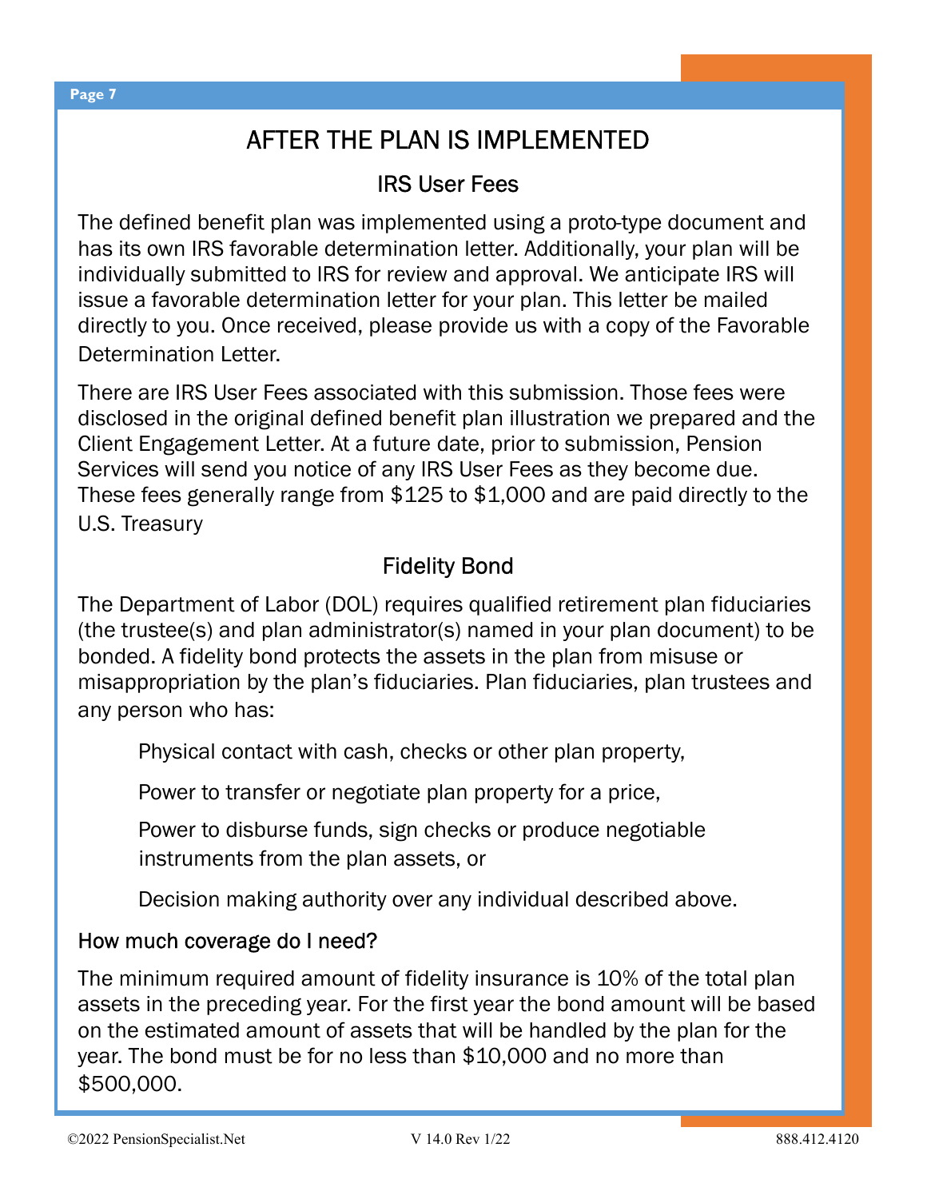# AFTER THE PLAN IS IMPLEMENTED

## IRS User Fees

The defined benefit plan was implemented using a proto-type document and has its own IRS favorable determination letter. Additionally, your plan will be individually submitted to IRS for review and approval. We anticipate IRS will issue a favorable determination letter for your plan. This letter be mailed directly to you. Once received, please provide us with a copy of the Favorable Determination Letter.

There are IRS User Fees associated with this submission. Those fees were disclosed in the original defined benefit plan illustration we prepared and the Client Engagement Letter. At a future date, prior to submission, Pension Services will send you notice of any IRS User Fees as they become due. These fees generally range from $125 to $1,000 and are paid directly to the U.S. Treasury

## Fidelity Bond

The Department of Labor (DOL) requires qualified retirement plan fiduciaries (the trustee(s) and plan administrator(s) named in your plan document) to be bonded. A fidelity bond protects the assets in the plan from misuse or misappropriation by the plan's fiduciaries. Plan fiduciaries, plan trustees and any person who has:

- Physical contact with cash, checks or other plan property,
- Power to transfer or negotiate plan property for a price,
- Power to disburse funds, sign checks or produce negotiable instruments from the plan assets, or
- Decision making authority over any individual described above.

### How much coverage do I need?

The minimum required amount of fidelity insurance is 10% of the total plan assets in the preceding year. For the first year the bond amount will be based on the estimated amount of assets that will be handled by the plan for the year. The bond must be for no less than $10,000 and no more than $500,000.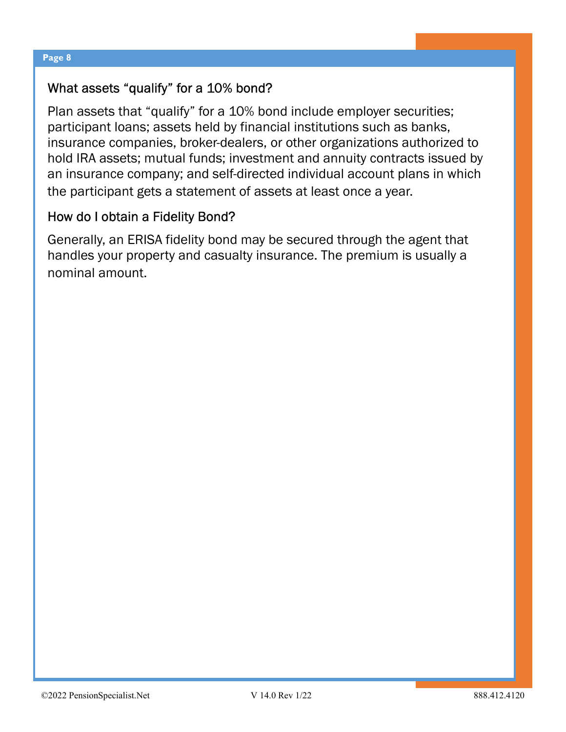## What assets “qualify” for a 10% bond?

Plan assets that “qualify” for a 10% bond include employer securities; participant loans; assets held by financial institutions such as banks, insurance companies, broker-dealers, or other organizations authorized to hold IRA assets; mutual funds; investment and annuity contracts issued by an insurance company; and self-directed individual account plans in which the participant gets a statement of assets at least once a year.

## How do I obtain a Fidelity Bond?

Generally, an ERISA fidelity bond may be secured through the agent that handles your property and casualty insurance. The premium is usually a nominal amount.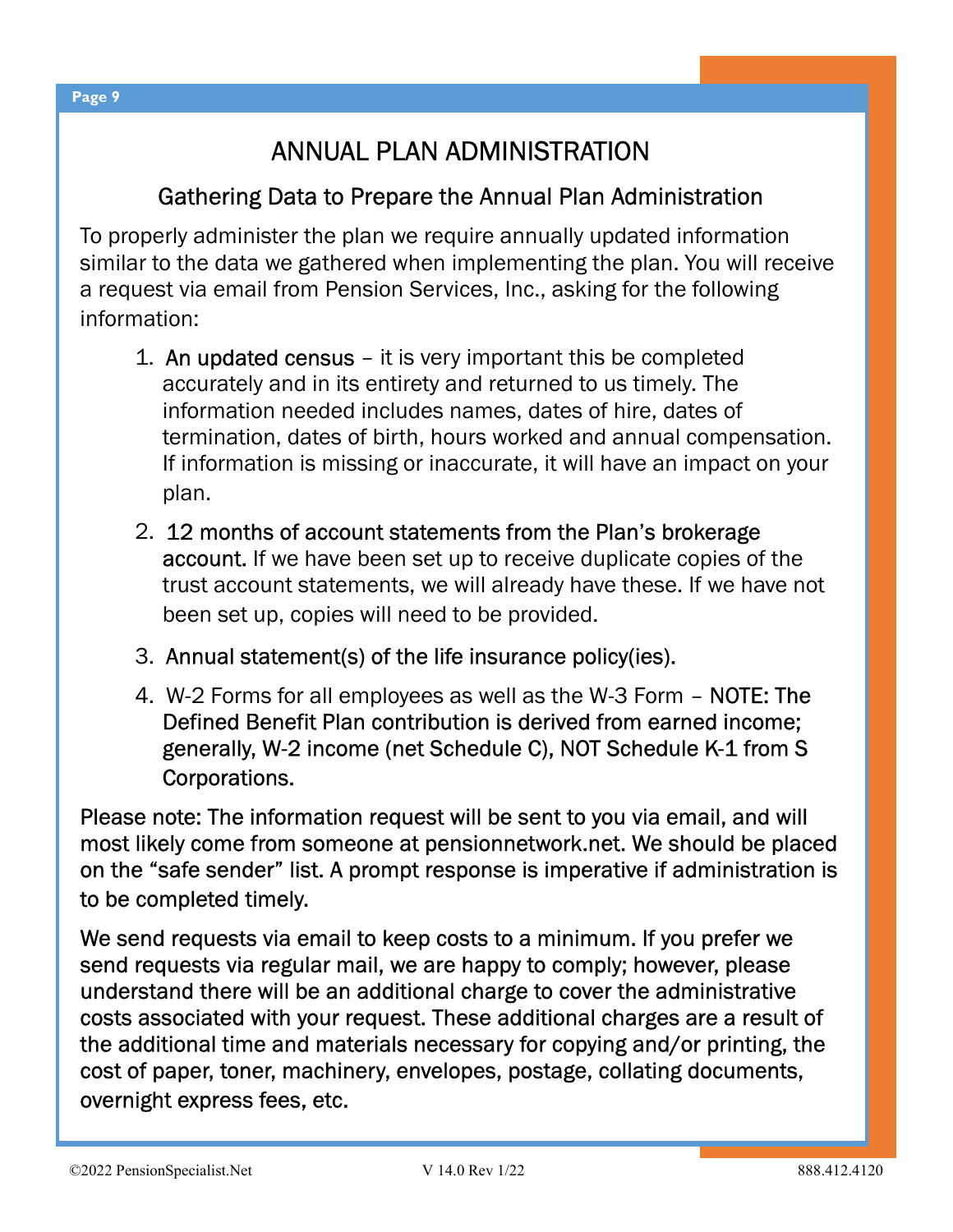# ANNUAL PLAN ADMINISTRATION

## Gathering Data to Prepare the Annual Plan Administration

To properly administer the plan we require annually updated information similar to the data we gathered when implementing the plan. You will receive a request via email from Pension Services, Inc., asking for the following information:

1. An updated census – it is very important this be completed accurately and in its entirety and returned to us timely. The information needed includes names, dates of hire, dates of termination, dates of birth, hours worked and annual compensation. If information is missing or inaccurate, it will have an impact on your plan.

2. 12 months of account statements from the Plan's brokerage account. If we have been set up to receive duplicate copies of the trust account statements, we will already have these. If we have not been set up, copies will need to be provided.

3. Annual statement(s) of the life insurance policy(ies).

4. W-2 Forms for all employees as well as the W-3 Form – NOTE: The Defined Benefit Plan contribution is derived from earned income; generally, W-2 income (net Schedule C), NOT Schedule K-1 from S Corporations.

Please note: The information request will be sent to you via email, and will most likely come from someone at pensionnetwork.net. We should be placed on the "safe sender" list. A prompt response is imperative if administration is to be completed timely.

We send requests via email to keep costs to a minimum. If you prefer we send requests via regular mail, we are happy to comply; however, please understand there will be an additional charge to cover the administrative costs associated with your request. These additional charges are a result of the additional time and materials necessary for copying and/or printing, the cost of paper, toner, machinery, envelopes, postage, collating documents, overnight express fees, etc.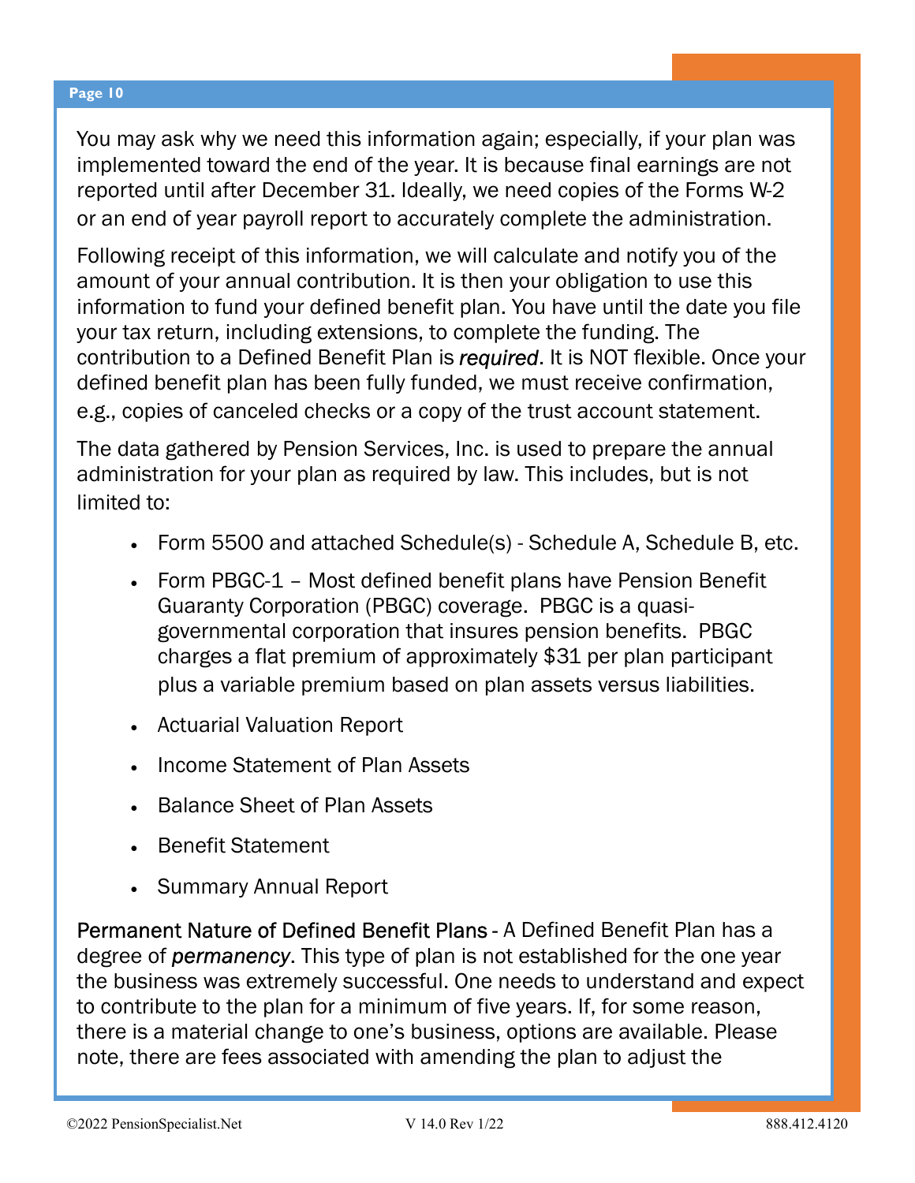You may ask why we need this information again; especially, if your plan was implemented toward the end of the year. It is because final earnings are not reported until after December 31. Ideally, we need copies of the Forms W-2 or an end of year payroll report to accurately complete the administration.

Following receipt of this information, we will calculate and notify you of the amount of your annual contribution. It is then your obligation to use this information to fund your defined benefit plan. You have until the date you file your tax return, including extensions, to complete the funding. The contribution to a Defined Benefit Plan is *required*. It is NOT flexible. Once your defined benefit plan has been fully funded, we must receive confirmation, e.g., copies of canceled checks or a copy of the trust account statement.

The data gathered by Pension Services, Inc. is used to prepare the annual administration for your plan as required by law. This includes, but is not limited to:

- Form 5500 and attached Schedule(s) - Schedule A, Schedule B, etc.
- Form PBGC-1 – Most defined benefit plans have Pension Benefit Guaranty Corporation (PBGC) coverage. PBGC is a quasi-governmental corporation that insures pension benefits. PBGC charges a flat premium of approximately $31 per plan participant plus a variable premium based on plan assets versus liabilities.
- Actuarial Valuation Report
- Income Statement of Plan Assets
- Balance Sheet of Plan Assets
- Benefit Statement
- Summary Annual Report

Permanent Nature of Defined Benefit Plans - A Defined Benefit Plan has a degree of *permanency*. This type of plan is not established for the one year the business was extremely successful. One needs to understand and expect to contribute to the plan for a minimum of five years. If, for some reason, there is a material change to one's business, options are available. Please note, there are fees associated with amending the plan to adjust the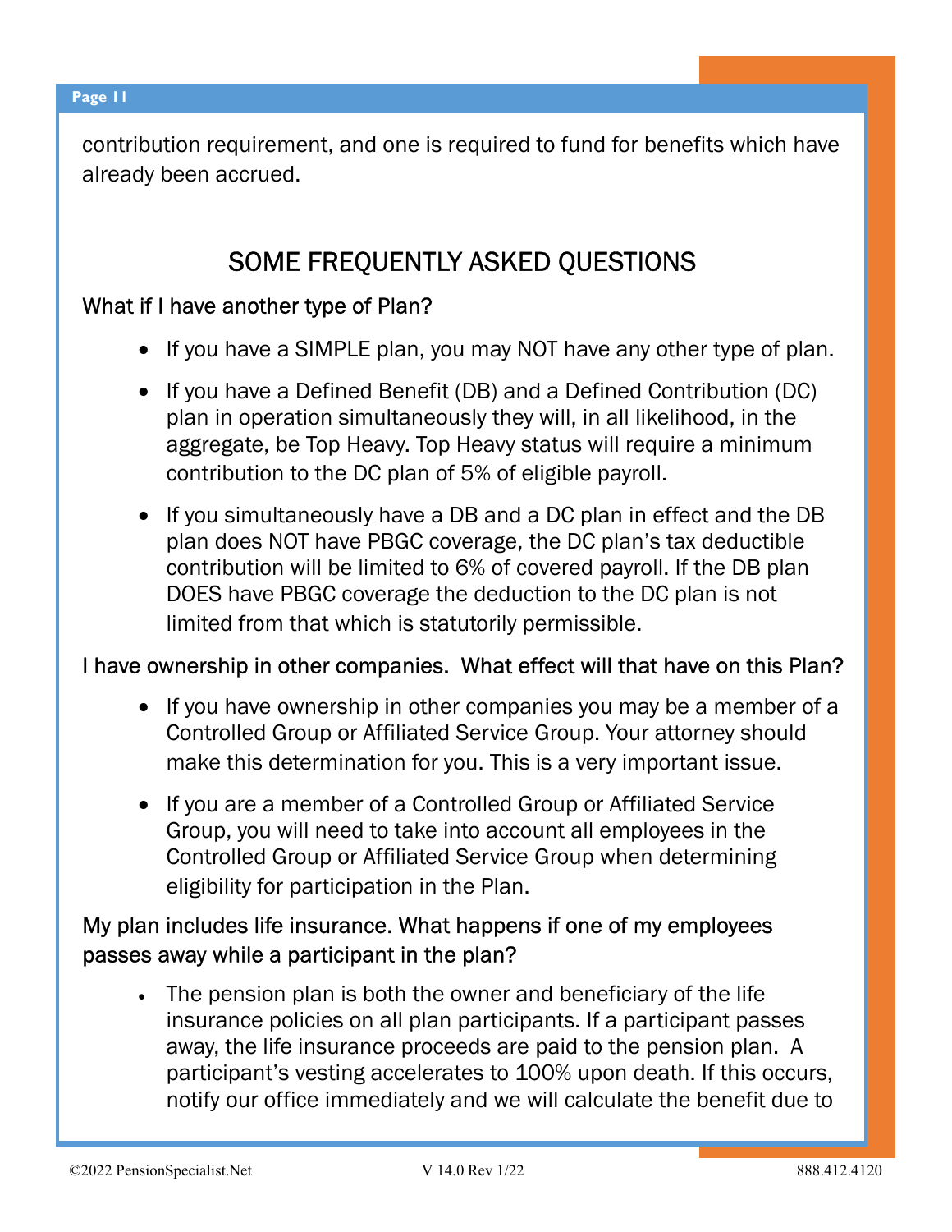contribution requirement, and one is required to fund for benefits which have already been accrued.

## SOME FREQUENTLY ASKED QUESTIONS

### What if I have another type of Plan?

- If you have a SIMPLE plan, you may NOT have any other type of plan.
- If you have a Defined Benefit (DB) and a Defined Contribution (DC) plan in operation simultaneously they will, in all likelihood, in the aggregate, be Top Heavy. Top Heavy status will require a minimum contribution to the DC plan of 5% of eligible payroll.
- If you simultaneously have a DB and a DC plan in effect and the DB plan does NOT have PBGC coverage, the DC plan's tax deductible contribution will be limited to 6% of covered payroll. If the DB plan DOES have PBGC coverage the deduction to the DC plan is not limited from that which is statutorily permissible.

### I have ownership in other companies. What effect will that have on this Plan?

- If you have ownership in other companies you may be a member of a Controlled Group or Affiliated Service Group. Your attorney should make this determination for you. This is a very important issue.
- If you are a member of a Controlled Group or Affiliated Service Group, you will need to take into account all employees in the Controlled Group or Affiliated Service Group when determining eligibility for participation in the Plan.

### My plan includes life insurance. What happens if one of my employees passes away while a participant in the plan?

- The pension plan is both the owner and beneficiary of the life insurance policies on all plan participants. If a participant passes away, the life insurance proceeds are paid to the pension plan. A participant's vesting accelerates to 100% upon death. If this occurs, notify our office immediately and we will calculate the benefit due to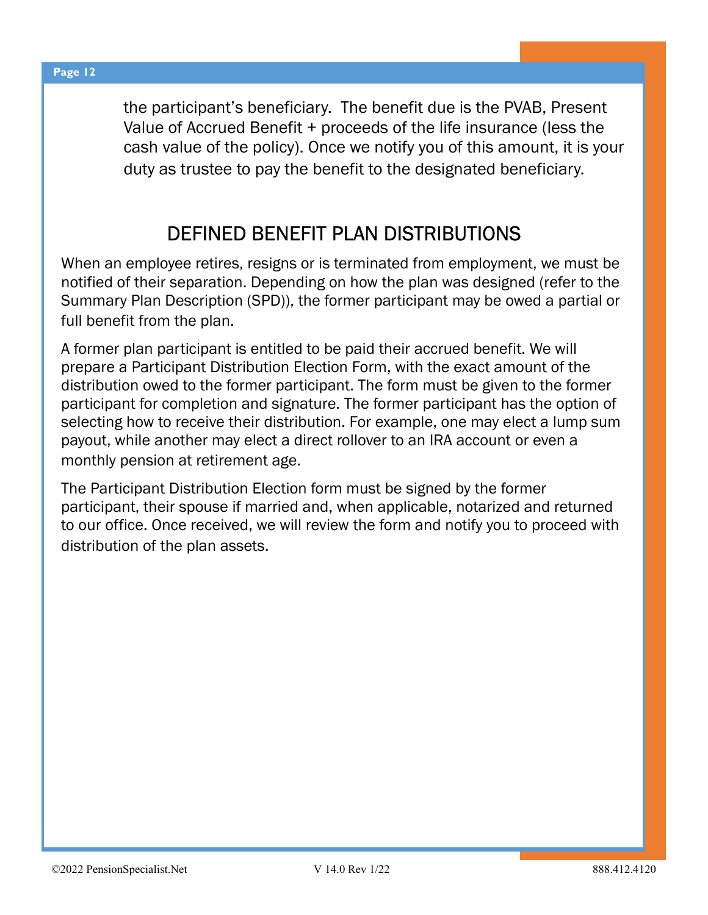the participant's beneficiary. The benefit due is the PVAB, Present Value of Accrued Benefit + proceeds of the life insurance (less the cash value of the policy). Once we notify you of this amount, it is your duty as trustee to pay the benefit to the designated beneficiary.

## DEFINED BENEFIT PLAN DISTRIBUTIONS

When an employee retires, resigns or is terminated from employment, we must be notified of their separation. Depending on how the plan was designed (refer to the Summary Plan Description (SPD)), the former participant may be owed a partial or full benefit from the plan.

A former plan participant is entitled to be paid their accrued benefit. We will prepare a Participant Distribution Election Form, with the exact amount of the distribution owed to the former participant. The form must be given to the former participant for completion and signature. The former participant has the option of selecting how to receive their distribution. For example, one may elect a lump sum payout, while another may elect a direct rollover to an IRA account or even a monthly pension at retirement age.

The Participant Distribution Election form must be signed by the former participant, their spouse if married and, when applicable, notarized and returned to our office. Once received, we will review the form and notify you to proceed with distribution of the plan assets.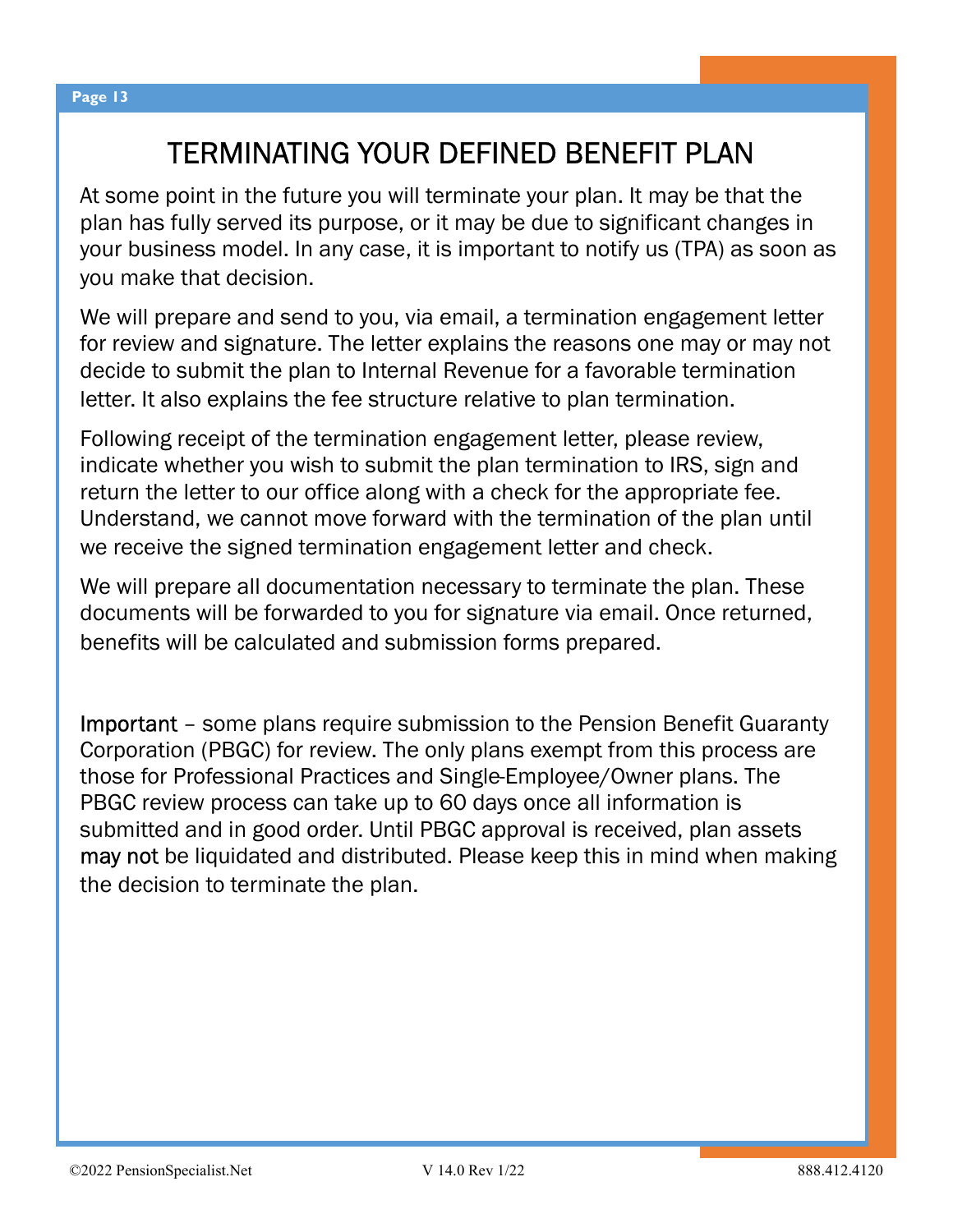# TERMINATING YOUR DEFINED BENEFIT PLAN

At some point in the future you will terminate your plan. It may be that the plan has fully served its purpose, or it may be due to significant changes in your business model. In any case, it is important to notify us (TPA) as soon as you make that decision.

We will prepare and send to you, via email, a termination engagement letter for review and signature. The letter explains the reasons one may or may not decide to submit the plan to Internal Revenue for a favorable termination letter. It also explains the fee structure relative to plan termination.

Following receipt of the termination engagement letter, please review, indicate whether you wish to submit the plan termination to IRS, sign and return the letter to our office along with a check for the appropriate fee. Understand, we cannot move forward with the termination of the plan until we receive the signed termination engagement letter and check.

We will prepare all documentation necessary to terminate the plan. These documents will be forwarded to you for signature via email. Once returned, benefits will be calculated and submission forms prepared.

Important – some plans require submission to the Pension Benefit Guaranty Corporation (PBGC) for review. The only plans exempt from this process are those for Professional Practices and Single-Employee/Owner plans. The PBGC review process can take up to 60 days once all information is submitted and in good order. Until PBGC approval is received, plan assets may not be liquidated and distributed. Please keep this in mind when making the decision to terminate the plan.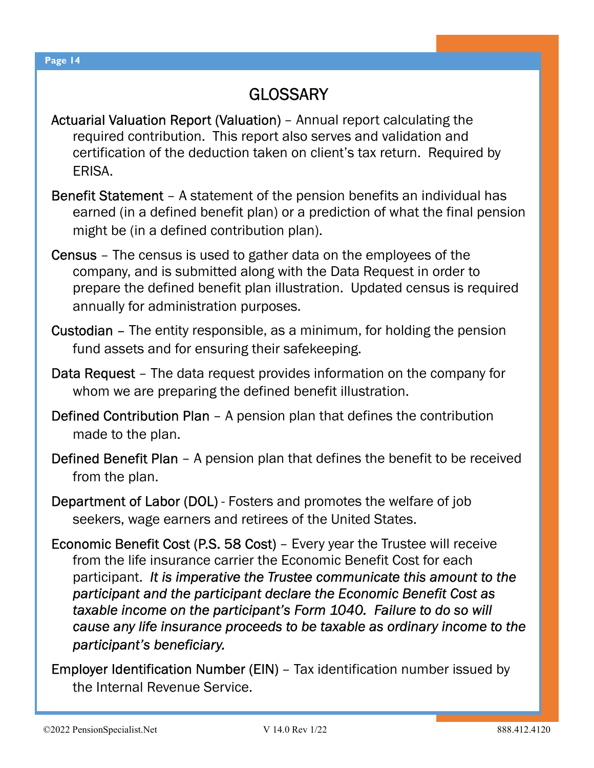# GLOSSARY

**Actuarial Valuation Report (Valuation)** – Annual report calculating the required contribution. This report also serves and validation and certification of the deduction taken on client's tax return. Required by ERISA.

**Benefit Statement** – A statement of the pension benefits an individual has earned (in a defined benefit plan) or a prediction of what the final pension might be (in a defined contribution plan).

**Census** – The census is used to gather data on the employees of the company, and is submitted along with the Data Request in order to prepare the defined benefit plan illustration. Updated census is required annually for administration purposes.

**Custodian** – The entity responsible, as a minimum, for holding the pension fund assets and for ensuring their safekeeping.

**Data Request** – The data request provides information on the company for whom we are preparing the defined benefit illustration.

**Defined Contribution Plan** – A pension plan that defines the contribution made to the plan.

**Defined Benefit Plan** – A pension plan that defines the benefit to be received from the plan.

**Department of Labor (DOL)** - Fosters and promotes the welfare of job seekers, wage earners and retirees of the United States.

**Economic Benefit Cost (P.S. 58 Cost)** – Every year the Trustee will receive from the life insurance carrier the Economic Benefit Cost for each participant. *It is imperative the Trustee communicate this amount to the participant and the participant declare the Economic Benefit Cost as taxable income on the participant's Form 1040. Failure to do so will cause any life insurance proceeds to be taxable as ordinary income to the participant's beneficiary.*

**Employer Identification Number (EIN)** – Tax identification number issued by the Internal Revenue Service.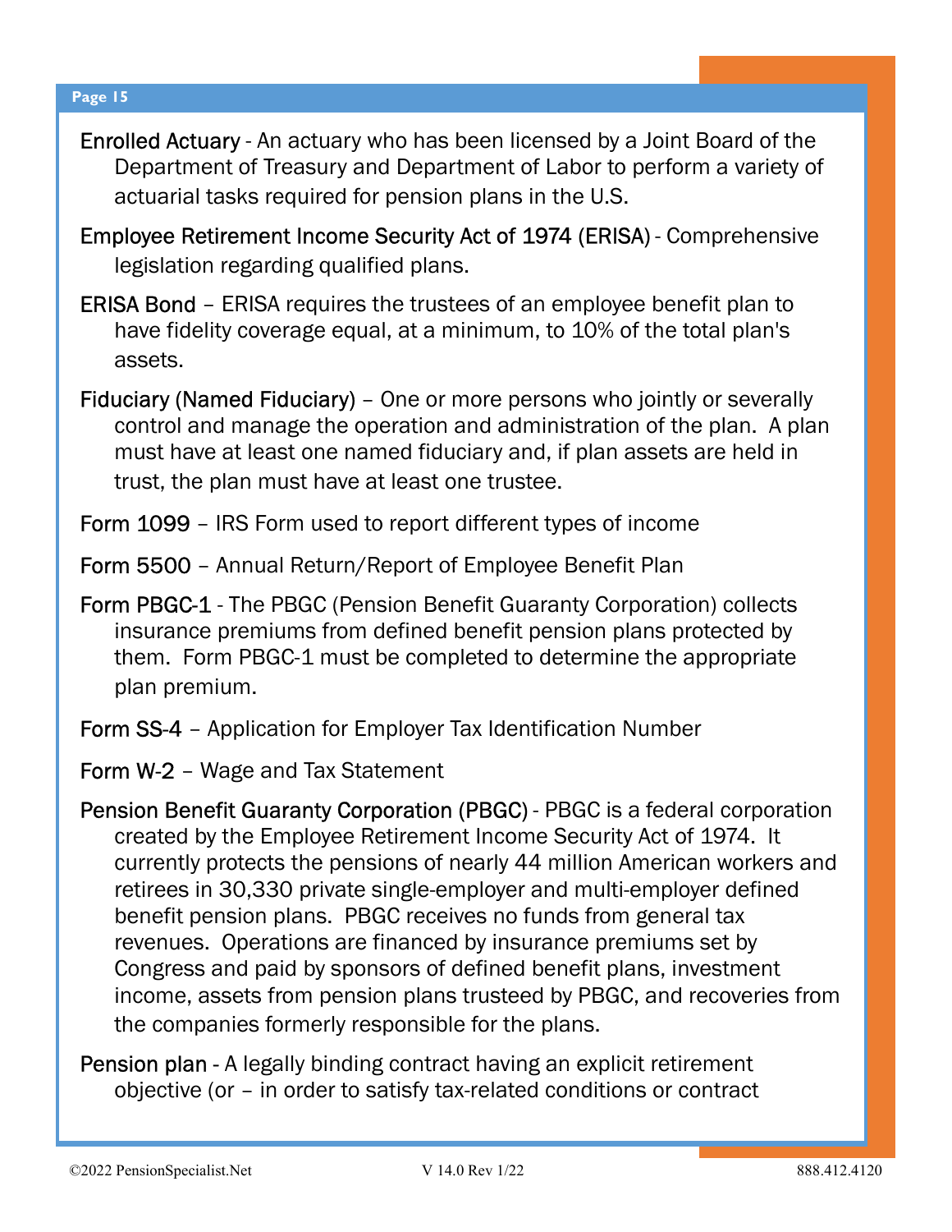**Enrolled Actuary** - An actuary who has been licensed by a Joint Board of the Department of Treasury and Department of Labor to perform a variety of actuarial tasks required for pension plans in the U.S.

**Employee Retirement Income Security Act of 1974 (ERISA)** - Comprehensive legislation regarding qualified plans.

**ERISA Bond** – ERISA requires the trustees of an employee benefit plan to have fidelity coverage equal, at a minimum, to 10% of the total plan's assets.

**Fiduciary (Named Fiduciary)** – One or more persons who jointly or severally control and manage the operation and administration of the plan. A plan must have at least one named fiduciary and, if plan assets are held in trust, the plan must have at least one trustee.

**Form 1099** – IRS Form used to report different types of income

**Form 5500** – Annual Return/Report of Employee Benefit Plan

**Form PBGC-1** - The PBGC (Pension Benefit Guaranty Corporation) collects insurance premiums from defined benefit pension plans protected by them. Form PBGC-1 must be completed to determine the appropriate plan premium.

**Form SS-4** – Application for Employer Tax Identification Number

**Form W-2** – Wage and Tax Statement

**Pension Benefit Guaranty Corporation (PBGC)** - PBGC is a federal corporation created by the Employee Retirement Income Security Act of 1974. It currently protects the pensions of nearly 44 million American workers and retirees in 30,330 private single-employer and multi-employer defined benefit pension plans. PBGC receives no funds from general tax revenues. Operations are financed by insurance premiums set by Congress and paid by sponsors of defined benefit plans, investment income, assets from pension plans trusteed by PBGC, and recoveries from the companies formerly responsible for the plans.

**Pension plan** - A legally binding contract having an explicit retirement objective (or – in order to satisfy tax-related conditions or contract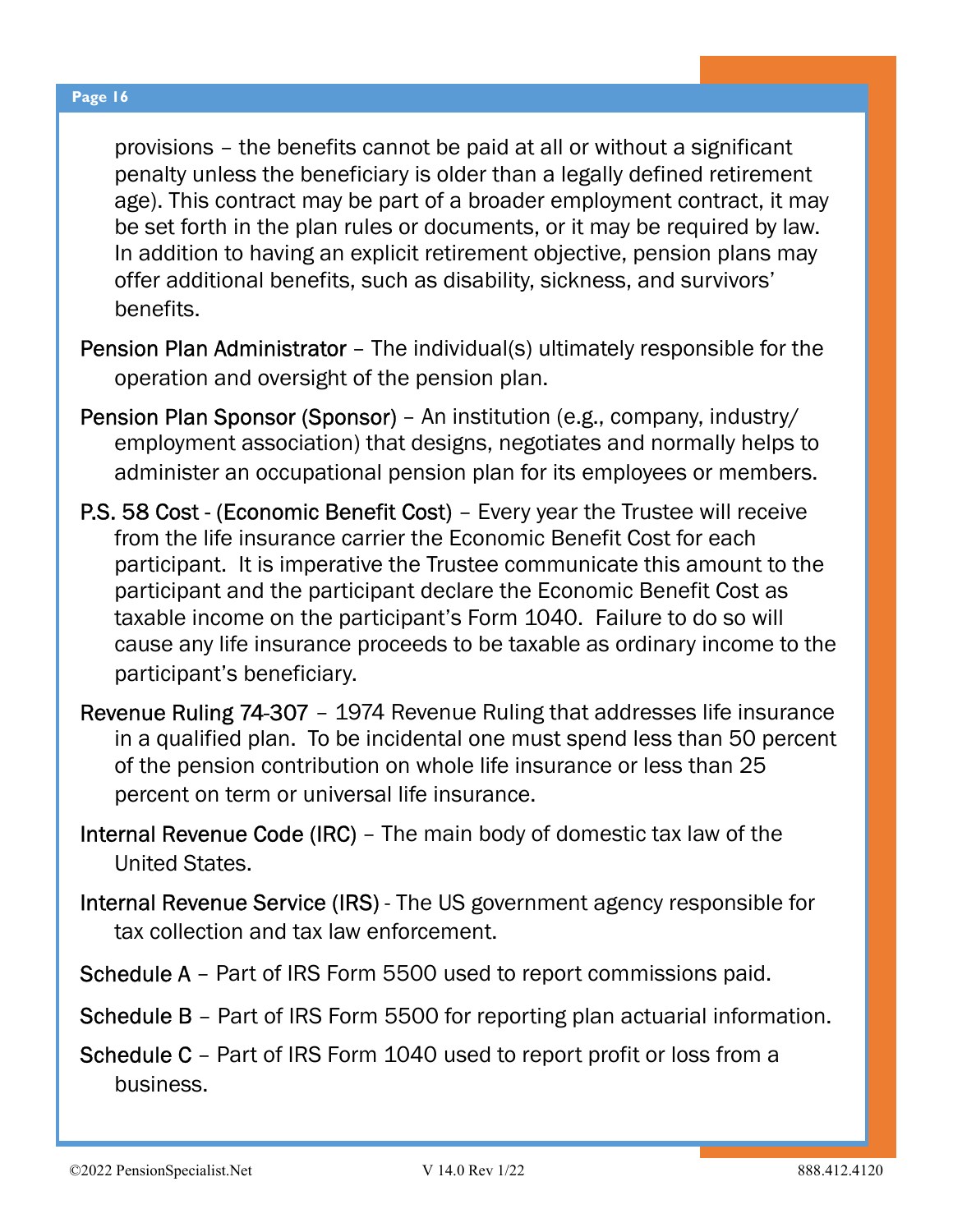provisions – the benefits cannot be paid at all or without a significant penalty unless the beneficiary is older than a legally defined retirement age). This contract may be part of a broader employment contract, it may be set forth in the plan rules or documents, or it may be required by law. In addition to having an explicit retirement objective, pension plans may offer additional benefits, such as disability, sickness, and survivors' benefits.

Pension Plan Administrator – The individual(s) ultimately responsible for the operation and oversight of the pension plan.

Pension Plan Sponsor (Sponsor) – An institution (e.g., company, industry/employment association) that designs, negotiates and normally helps to administer an occupational pension plan for its employees or members.

P.S. 58 Cost - (Economic Benefit Cost) – Every year the Trustee will receive from the life insurance carrier the Economic Benefit Cost for each participant. It is imperative the Trustee communicate this amount to the participant and the participant declare the Economic Benefit Cost as taxable income on the participant's Form 1040. Failure to do so will cause any life insurance proceeds to be taxable as ordinary income to the participant's beneficiary.

Revenue Ruling 74-307 – 1974 Revenue Ruling that addresses life insurance in a qualified plan. To be incidental one must spend less than 50 percent of the pension contribution on whole life insurance or less than 25 percent on term or universal life insurance.

Internal Revenue Code (IRC) – The main body of domestic tax law of the United States.

Internal Revenue Service (IRS) - The US government agency responsible for tax collection and tax law enforcement.

Schedule A – Part of IRS Form 5500 used to report commissions paid.

Schedule B – Part of IRS Form 5500 for reporting plan actuarial information.

Schedule C – Part of IRS Form 1040 used to report profit or loss from a business.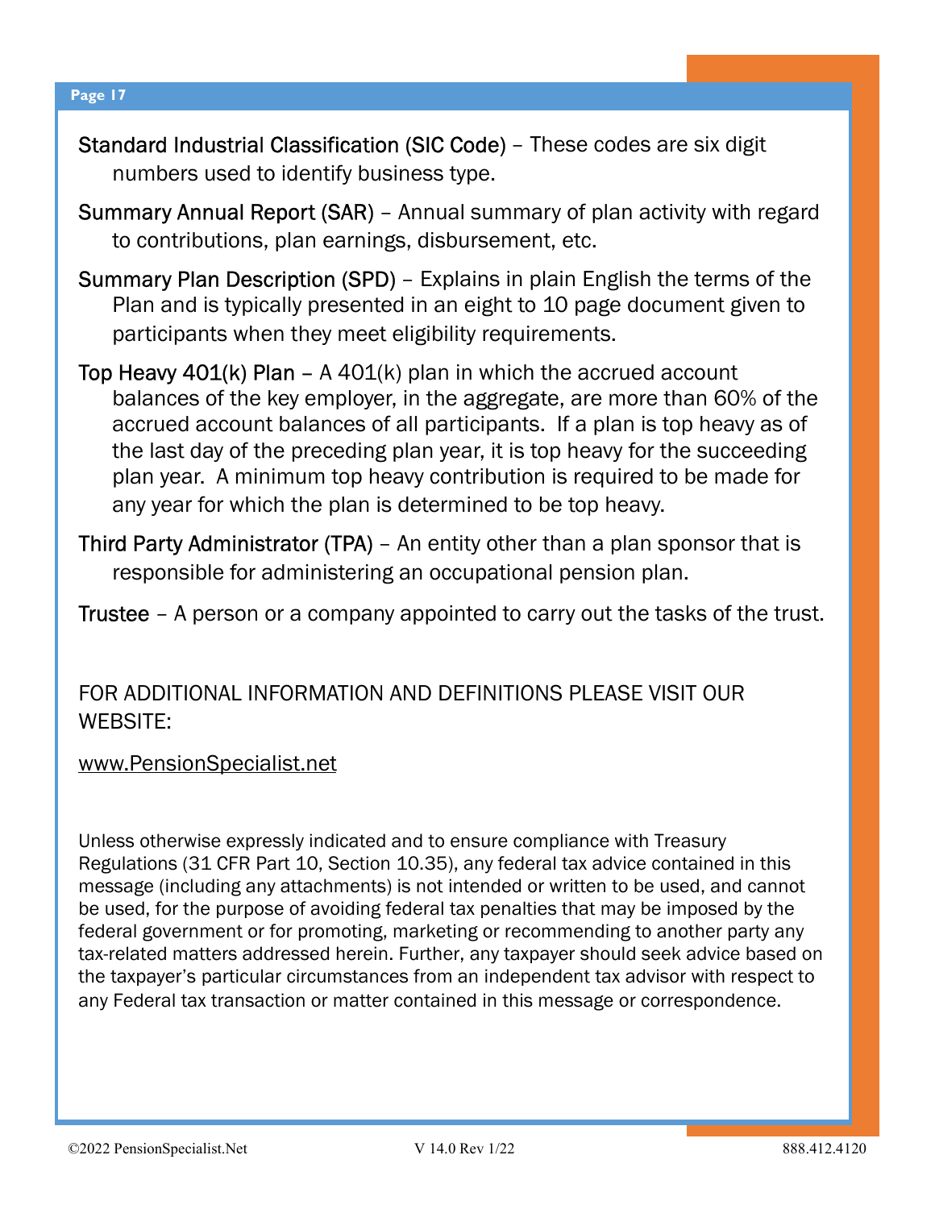Standard Industrial Classification (SIC Code) – These codes are six digit numbers used to identify business type.

Summary Annual Report (SAR) – Annual summary of plan activity with regard to contributions, plan earnings, disbursement, etc.

Summary Plan Description (SPD) – Explains in plain English the terms of the Plan and is typically presented in an eight to 10 page document given to participants when they meet eligibility requirements.

Top Heavy 401(k) Plan – A 401(k) plan in which the accrued account balances of the key employer, in the aggregate, are more than 60% of the accrued account balances of all participants. If a plan is top heavy as of the last day of the preceding plan year, it is top heavy for the succeeding plan year. A minimum top heavy contribution is required to be made for any year for which the plan is determined to be top heavy.

Third Party Administrator (TPA) – An entity other than a plan sponsor that is responsible for administering an occupational pension plan.

Trustee – A person or a company appointed to carry out the tasks of the trust.

FOR ADDITIONAL INFORMATION AND DEFINITIONS PLEASE VISIT OUR WEBSITE:

www.PensionSpecialist.net

Unless otherwise expressly indicated and to ensure compliance with Treasury Regulations (31 CFR Part 10, Section 10.35), any federal tax advice contained in this message (including any attachments) is not intended or written to be used, and cannot be used, for the purpose of avoiding federal tax penalties that may be imposed by the federal government or for promoting, marketing or recommending to another party any tax-related matters addressed herein. Further, any taxpayer should seek advice based on the taxpayer's particular circumstances from an independent tax advisor with respect to any Federal tax transaction or matter contained in this message or correspondence.